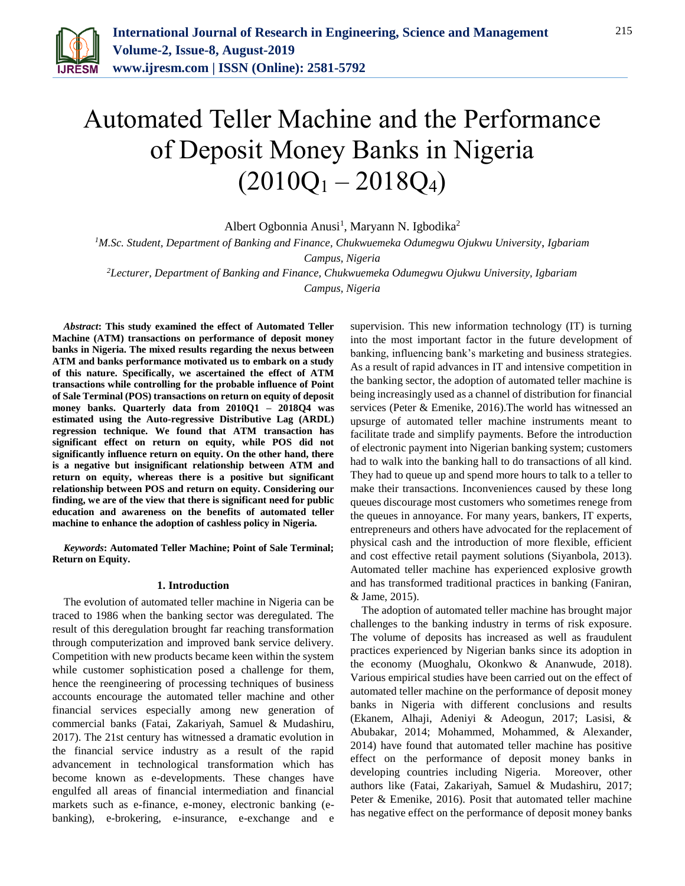# Automated Teller Machine and the Performance of Deposit Money Banks in Nigeria ($2010Q_1 - 2018Q_4$)

Albert Ogbonnia Anusi[1], Maryann N. Igbodika[2]

[1]*M.Sc. Student, Department of Banking and Finance, Chukwuemeka Odumegwu Ojukwu University, Igbariam Campus, Nigeria*

[2]*Lecturer, Department of Banking and Finance, Chukwuemeka Odumegwu Ojukwu University, Igbariam Campus, Nigeria*

***Abstract*: This study examined the effect of Automated Teller Machine (ATM) transactions on performance of deposit money banks in Nigeria. The mixed results regarding the nexus between ATM and banks performance motivated us to embark on a study of this nature. Specifically, we ascertained the effect of ATM transactions while controlling for the probable influence of Point of Sale Terminal (POS) transactions on return on equity of deposit money banks. Quarterly data from 2010Q1 – 2018Q4 was estimated using the Auto-regressive Distributive Lag (ARDL) regression technique. We found that ATM transaction has significant effect on return on equity, while POS did not significantly influence return on equity. On the other hand, there is a negative but insignificant relationship between ATM and return on equity, whereas there is a positive but significant relationship between POS and return on equity. Considering our finding, we are of the view that there is significant need for public education and awareness on the benefits of automated teller machine to enhance the adoption of cashless policy in Nigeria.**

***Keywords*: Automated Teller Machine; Point of Sale Terminal; Return on Equity.**

## 1. Introduction

The evolution of automated teller machine in Nigeria can be traced to 1986 when the banking sector was deregulated. The result of this deregulation brought far reaching transformation through computerization and improved bank service delivery. Competition with new products became keen within the system while customer sophistication posed a challenge for them, hence the reengineering of processing techniques of business accounts encourage the automated teller machine and other financial services especially among new generation of commercial banks (Fatai, Zakariyah, Samuel & Mudashiru, 2017). The 21st century has witnessed a dramatic evolution in the financial service industry as a result of the rapid advancement in technological transformation which has become known as e-developments. These changes have engulfed all areas of financial intermediation and financial markets such as e-finance, e-money, electronic banking (e-banking), e-brokering, e-insurance, e-exchange and e supervision. This new information technology (IT) is turning into the most important factor in the future development of banking, influencing bank's marketing and business strategies. As a result of rapid advances in IT and intensive competition in the banking sector, the adoption of automated teller machine is being increasingly used as a channel of distribution for financial services (Peter & Emenike, 2016).The world has witnessed an upsurge of automated teller machine instruments meant to facilitate trade and simplify payments. Before the introduction of electronic payment into Nigerian banking system; customers had to walk into the banking hall to do transactions of all kind. They had to queue up and spend more hours to talk to a teller to make their transactions. Inconveniences caused by these long queues discourage most customers who sometimes renege from the queues in annoyance. For many years, bankers, IT experts, entrepreneurs and others have advocated for the replacement of physical cash and the introduction of more flexible, efficient and cost effective retail payment solutions (Siyanbola, 2013). Automated teller machine has experienced explosive growth and has transformed traditional practices in banking (Faniran, & Jame, 2015).

The adoption of automated teller machine has brought major challenges to the banking industry in terms of risk exposure. The volume of deposits has increased as well as fraudulent practices experienced by Nigerian banks since its adoption in the economy (Muoghalu, Okonkwo & Ananwude, 2018). Various empirical studies have been carried out on the effect of automated teller machine on the performance of deposit money banks in Nigeria with different conclusions and results (Ekanem, Alhaji, Adeniyi & Adeogun, 2017; Lasisi, & Abubakar, 2014; Mohammed, Mohammed, & Alexander, 2014) have found that automated teller machine has positive effect on the performance of deposit money banks in developing countries including Nigeria. Moreover, other authors like (Fatai, Zakariyah, Samuel & Mudashiru, 2017; Peter & Emenike, 2016). Posit that automated teller machine has negative effect on the performance of deposit money banks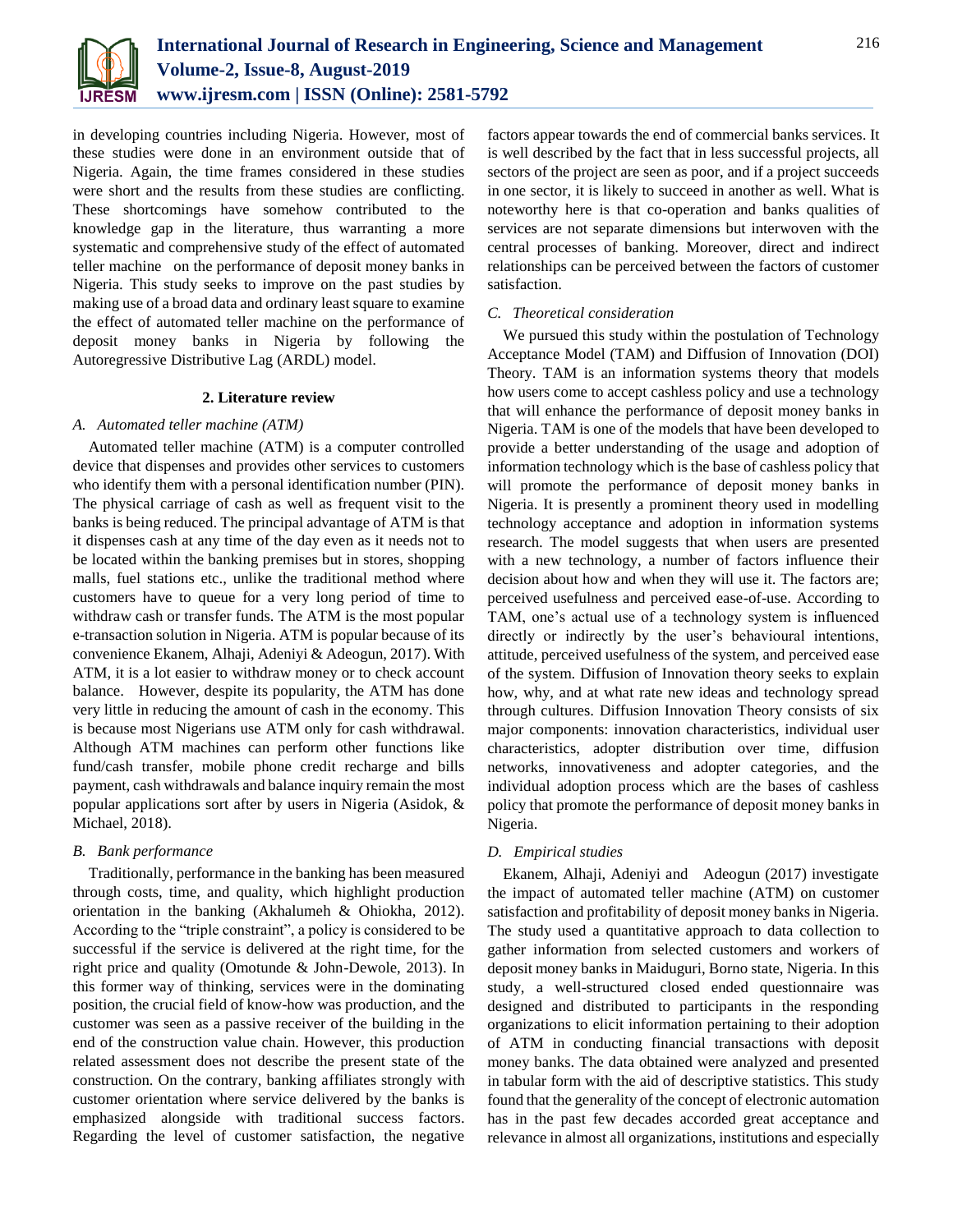in developing countries including Nigeria. However, most of these studies were done in an environment outside that of Nigeria. Again, the time frames considered in these studies were short and the results from these studies are conflicting. These shortcomings have somehow contributed to the knowledge gap in the literature, thus warranting a more systematic and comprehensive study of the effect of automated teller machine on the performance of deposit money banks in Nigeria. This study seeks to improve on the past studies by making use of a broad data and ordinary least square to examine the effect of automated teller machine on the performance of deposit money banks in Nigeria by following the Autoregressive Distributive Lag (ARDL) model.

## 2. Literature review

### *A. Automated teller machine (ATM)*

Automated teller machine (ATM) is a computer controlled device that dispenses and provides other services to customers who identify them with a personal identification number (PIN). The physical carriage of cash as well as frequent visit to the banks is being reduced. The principal advantage of ATM is that it dispenses cash at any time of the day even as it needs not to be located within the banking premises but in stores, shopping malls, fuel stations etc., unlike the traditional method where customers have to queue for a very long period of time to withdraw cash or transfer funds. The ATM is the most popular e-transaction solution in Nigeria. ATM is popular because of its convenience Ekanem, Alhaji, Adeniyi & Adeogun, 2017). With ATM, it is a lot easier to withdraw money or to check account balance. However, despite its popularity, the ATM has done very little in reducing the amount of cash in the economy. This is because most Nigerians use ATM only for cash withdrawal. Although ATM machines can perform other functions like fund/cash transfer, mobile phone credit recharge and bills payment, cash withdrawals and balance inquiry remain the most popular applications sort after by users in Nigeria (Asidok, & Michael, 2018).

### *B. Bank performance*

Traditionally, performance in the banking has been measured through costs, time, and quality, which highlight production orientation in the banking (Akhalumeh & Ohiokha, 2012). According to the "triple constraint", a policy is considered to be successful if the service is delivered at the right time, for the right price and quality (Omotunde & John-Dewole, 2013). In this former way of thinking, services were in the dominating position, the crucial field of know-how was production, and the customer was seen as a passive receiver of the building in the end of the construction value chain. However, this production related assessment does not describe the present state of the construction. On the contrary, banking affiliates strongly with customer orientation where service delivered by the banks is emphasized alongside with traditional success factors. Regarding the level of customer satisfaction, the negative factors appear towards the end of commercial banks services. It is well described by the fact that in less successful projects, all sectors of the project are seen as poor, and if a project succeeds in one sector, it is likely to succeed in another as well. What is noteworthy here is that co-operation and banks qualities of services are not separate dimensions but interwoven with the central processes of banking. Moreover, direct and indirect relationships can be perceived between the factors of customer satisfaction.

### *C. Theoretical consideration*

We pursued this study within the postulation of Technology Acceptance Model (TAM) and Diffusion of Innovation (DOI) Theory. TAM is an information systems theory that models how users come to accept cashless policy and use a technology that will enhance the performance of deposit money banks in Nigeria. TAM is one of the models that have been developed to provide a better understanding of the usage and adoption of information technology which is the base of cashless policy that will promote the performance of deposit money banks in Nigeria. It is presently a prominent theory used in modelling technology acceptance and adoption in information systems research. The model suggests that when users are presented with a new technology, a number of factors influence their decision about how and when they will use it. The factors are; perceived usefulness and perceived ease-of-use. According to TAM, one's actual use of a technology system is influenced directly or indirectly by the user's behavioural intentions, attitude, perceived usefulness of the system, and perceived ease of the system. Diffusion of Innovation theory seeks to explain how, why, and at what rate new ideas and technology spread through cultures. Diffusion Innovation Theory consists of six major components: innovation characteristics, individual user characteristics, adopter distribution over time, diffusion networks, innovativeness and adopter categories, and the individual adoption process which are the bases of cashless policy that promote the performance of deposit money banks in Nigeria.

### *D. Empirical studies*

Ekanem, Alhaji, Adeniyi and Adeogun (2017) investigate the impact of automated teller machine (ATM) on customer satisfaction and profitability of deposit money banks in Nigeria. The study used a quantitative approach to data collection to gather information from selected customers and workers of deposit money banks in Maiduguri, Borno state, Nigeria. In this study, a well-structured closed ended questionnaire was designed and distributed to participants in the responding organizations to elicit information pertaining to their adoption of ATM in conducting financial transactions with deposit money banks. The data obtained were analyzed and presented in tabular form with the aid of descriptive statistics. This study found that the generality of the concept of electronic automation has in the past few decades accorded great acceptance and relevance in almost all organizations, institutions and especially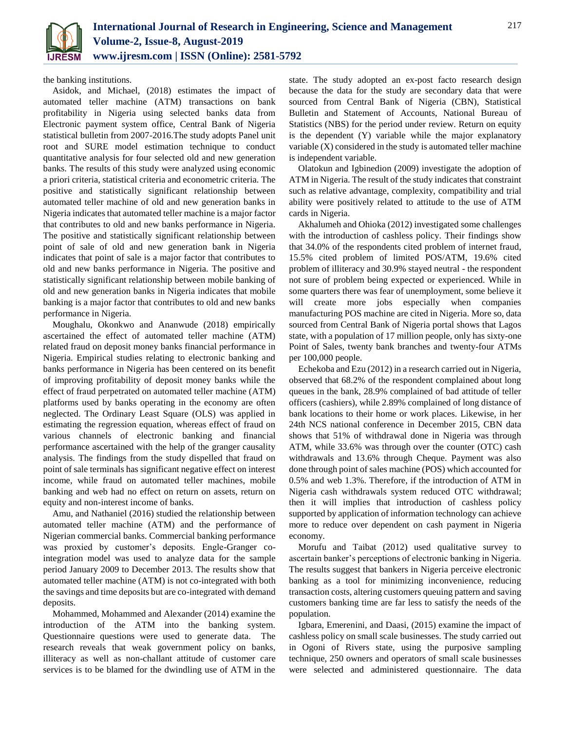the banking institutions.

Asidok, and Michael, (2018) estimates the impact of automated teller machine (ATM) transactions on bank profitability in Nigeria using selected banks data from Electronic payment system office, Central Bank of Nigeria statistical bulletin from 2007-2016.The study adopts Panel unit root and SURE model estimation technique to conduct quantitative analysis for four selected old and new generation banks. The results of this study were analyzed using economic a priori criteria, statistical criteria and econometric criteria. The positive and statistically significant relationship between automated teller machine of old and new generation banks in Nigeria indicates that automated teller machine is a major factor that contributes to old and new banks performance in Nigeria. The positive and statistically significant relationship between point of sale of old and new generation bank in Nigeria indicates that point of sale is a major factor that contributes to old and new banks performance in Nigeria. The positive and statistically significant relationship between mobile banking of old and new generation banks in Nigeria indicates that mobile banking is a major factor that contributes to old and new banks performance in Nigeria.

Moughalu, Okonkwo and Ananwude (2018) empirically ascertained the effect of automated teller machine (ATM) related fraud on deposit money banks financial performance in Nigeria. Empirical studies relating to electronic banking and banks performance in Nigeria has been centered on its benefit of improving profitability of deposit money banks while the effect of fraud perpetrated on automated teller machine (ATM) platforms used by banks operating in the economy are often neglected. The Ordinary Least Square (OLS) was applied in estimating the regression equation, whereas effect of fraud on various channels of electronic banking and financial performance ascertained with the help of the granger causality analysis. The findings from the study dispelled that fraud on point of sale terminals has significant negative effect on interest income, while fraud on automated teller machines, mobile banking and web had no effect on return on assets, return on equity and non-interest income of banks.

Amu, and Nathaniel (2016) studied the relationship between automated teller machine (ATM) and the performance of Nigerian commercial banks. Commercial banking performance was proxied by customer's deposits. Engle-Granger co-integration model was used to analyze data for the sample period January 2009 to December 2013. The results show that automated teller machine (ATM) is not co-integrated with both the savings and time deposits but are co-integrated with demand deposits.

Mohammed, Mohammed and Alexander (2014) examine the introduction of the ATM into the banking system. Questionnaire questions were used to generate data. The research reveals that weak government policy on banks, illiteracy as well as non-challant attitude of customer care services is to be blamed for the dwindling use of ATM in the state. The study adopted an ex-post facto research design because the data for the study are secondary data that were sourced from Central Bank of Nigeria (CBN), Statistical Bulletin and Statement of Accounts, National Bureau of Statistics (NBS) for the period under review. Return on equity is the dependent (Y) variable while the major explanatory variable (X) considered in the study is automated teller machine is independent variable.

Olatokun and Igbinedion (2009) investigate the adoption of ATM in Nigeria. The result of the study indicates that constraint such as relative advantage, complexity, compatibility and trial ability were positively related to attitude to the use of ATM cards in Nigeria.

Akhalumeh and Ohioka (2012) investigated some challenges with the introduction of cashless policy. Their findings show that 34.0% of the respondents cited problem of internet fraud, 15.5% cited problem of limited POS/ATM, 19.6% cited problem of illiteracy and 30.9% stayed neutral - the respondent not sure of problem being expected or experienced. While in some quarters there was fear of unemployment, some believe it will create more jobs especially when companies manufacturing POS machine are cited in Nigeria. More so, data sourced from Central Bank of Nigeria portal shows that Lagos state, with a population of 17 million people, only has sixty-one Point of Sales, twenty bank branches and twenty-four ATMs per 100,000 people.

Echekoba and Ezu (2012) in a research carried out in Nigeria, observed that 68.2% of the respondent complained about long queues in the bank, 28.9% complained of bad attitude of teller officers (cashiers), while 2.89% complained of long distance of bank locations to their home or work places. Likewise, in her 24th NCS national conference in December 2015, CBN data shows that 51% of withdrawal done in Nigeria was through ATM, while 33.6% was through over the counter (OTC) cash withdrawals and 13.6% through Cheque. Payment was also done through point of sales machine (POS) which accounted for 0.5% and web 1.3%. Therefore, if the introduction of ATM in Nigeria cash withdrawals system reduced OTC withdrawal; then it will implies that introduction of cashless policy supported by application of information technology can achieve more to reduce over dependent on cash payment in Nigeria economy.

Morufu and Taibat (2012) used qualitative survey to ascertain banker's perceptions of electronic banking in Nigeria. The results suggest that bankers in Nigeria perceive electronic banking as a tool for minimizing inconvenience, reducing transaction costs, altering customers queuing pattern and saving customers banking time are far less to satisfy the needs of the population.

Igbara, Emerenini, and Daasi, (2015) examine the impact of cashless policy on small scale businesses. The study carried out in Ogoni of Rivers state, using the purposive sampling technique, 250 owners and operators of small scale businesses were selected and administered questionnaire. The data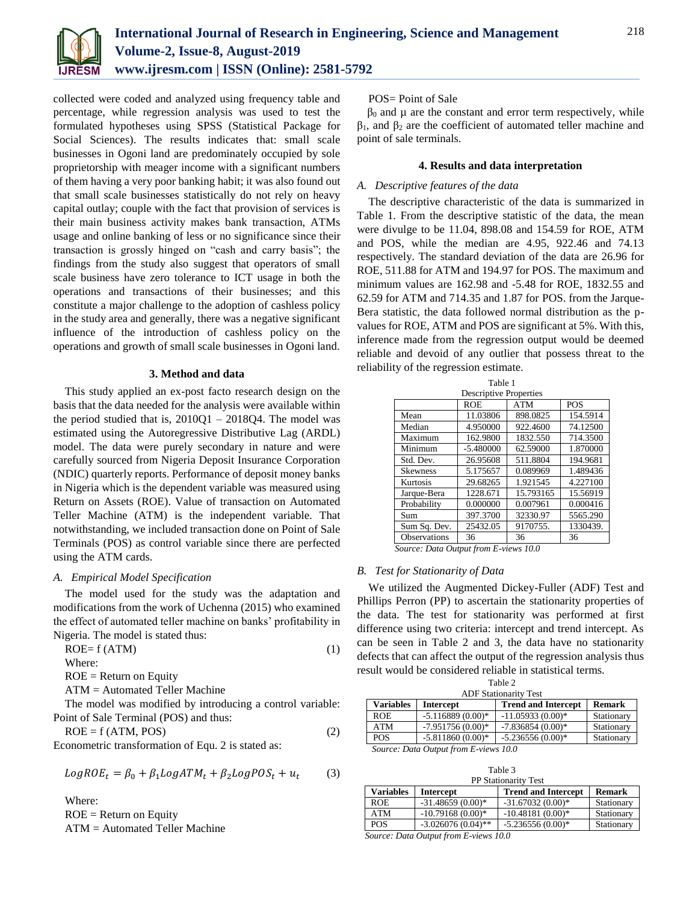collected were coded and analyzed using frequency table and percentage, while regression analysis was used to test the formulated hypotheses using SPSS (Statistical Package for Social Sciences). The results indicates that: small scale businesses in Ogoni land are predominately occupied by sole proprietorship with meager income with a significant numbers of them having a very poor banking habit; it was also found out that small scale businesses statistically do not rely on heavy capital outlay; couple with the fact that provision of services is their main business activity makes bank transaction, ATMs usage and online banking of less or no significance since their transaction is grossly hinged on "cash and carry basis"; the findings from the study also suggest that operators of small scale business have zero tolerance to ICT usage in both the operations and transactions of their businesses; and this constitute a major challenge to the adoption of cashless policy in the study area and generally, there was a negative significant influence of the introduction of cashless policy on the operations and growth of small scale businesses in Ogoni land.

## 3. Method and data

This study applied an ex-post facto research design on the basis that the data needed for the analysis were available within the period studied that is, 2010Q1 – 2018Q4. The model was estimated using the Autoregressive Distributive Lag (ARDL) model. The data were purely secondary in nature and were carefully sourced from Nigeria Deposit Insurance Corporation (NDIC) quarterly reports. Performance of deposit money banks in Nigeria which is the dependent variable was measured using Return on Assets (ROE). Value of transaction on Automated Teller Machine (ATM) is the independent variable. That notwithstanding, we included transaction done on Point of Sale Terminals (POS) as control variable since there are perfected using the ATM cards.

### A. Empirical Model Specification

The model used for the study was the adaptation and modifications from the work of Uchenna (2015) who examined the effect of automated teller machine on banks' profitability in Nigeria. The model is stated thus:

$$ROE = f(ATM) \quad (1)$$

Where:

ROE = Return on Equity

ATM = Automated Teller Machine

The model was modified by introducing a control variable: Point of Sale Terminal (POS) and thus:

$$ROE = f(ATM, POS) \quad (2)$$

Econometric transformation of Equ. 2 is stated as:

$$LogROE_t = \beta_0 + \beta_1 LogATM_t + \beta_2 LogPOS_t + u_t \quad (3)$$

Where:

ROE = Return on Equity

ATM = Automated Teller Machine

POS= Point of Sale

$\beta_0$ and $\mu$ are the constant and error term respectively, while $\beta_1$, and $\beta_2$ are the coefficient of automated teller machine and point of sale terminals.

## 4. Results and data interpretation

### A. Descriptive features of the data

The descriptive characteristic of the data is summarized in Table 1. From the descriptive statistic of the data, the mean were divulge to be 11.04, 898.08 and 154.59 for ROE, ATM and POS, while the median are 4.95, 922.46 and 74.13 respectively. The standard deviation of the data are 26.96 for ROE, 511.88 for ATM and 194.97 for POS. The maximum and minimum values are 162.98 and -5.48 for ROE, 1832.55 and 62.59 for ATM and 714.35 and 1.87 for POS. from the Jarque-Bera statistic, the data followed normal distribution as the p-values for ROE, ATM and POS are significant at 5%. With this, inference made from the regression output would be deemed reliable and devoid of any outlier that possess threat to the reliability of the regression estimate.

Table 1
Descriptive Properties

| | ROE | ATM | POS |
|---|---|---|---|
| Mean | 11.03806 | 898.0825 | 154.5914 |
| Median | 4.950000 | 922.4600 | 74.12500 |
| Maximum | 162.9800 | 1832.550 | 714.3500 |
| Minimum | -5.480000 | 62.59000 | 1.870000 |
| Std. Dev. | 26.95608 | 511.8804 | 194.9681 |
| Skewness | 5.175657 | 0.089969 | 1.489436 |
| Kurtosis | 29.68265 | 1.921545 | 4.227100 |
| Jarque-Bera | 1228.671 | 15.793165 | 15.56919 |
| Probability | 0.000000 | 0.007961 | 0.000416 |
| Sum | 397.3700 | 32330.97 | 5565.290 |
| Sum Sq. Dev. | 25432.05 | 9170755. | 1330439. |
| Observations | 36 | 36 | 36 |

*Source: Data Output from E-views 10.0*

### B. Test for Stationarity of Data

We utilized the Augmented Dickey-Fuller (ADF) Test and Phillips Perron (PP) to ascertain the stationarity properties of the data. The test for stationarity was performed at first difference using two criteria: intercept and trend intercept. As can be seen in Table 2 and 3, the data have no stationarity defects that can affect the output of the regression analysis thus result would be considered reliable in statistical terms.

Table 2
ADF Stationarity Test

| Variables | Intercept | Trend and Intercept | Remark |
|---|---|---|---|
| ROE | -5.116889 (0.00)* | -11.05933 (0.00)* | Stationary |
| ATM | -7.951756 (0.00)* | -7.836854 (0.00)* | Stationary |
| POS | -5.811860 (0.00)* | -5.236556 (0.00)* | Stationary |

*Source: Data Output from E-views 10.0*

Table 3
PP Stationarity Test

| Variables | Intercept | Trend and Intercept | Remark |
|---|---|---|---|
| ROE | -31.48659 (0.00)* | -31.67032 (0.00)* | Stationary |
| ATM | -10.79168 (0.00)* | -10.48181 (0.00)* | Stationary |
| POS | -3.026076 (0.04)** | -5.236556 (0.00)* | Stationary |

*Source: Data Output from E-views 10.0*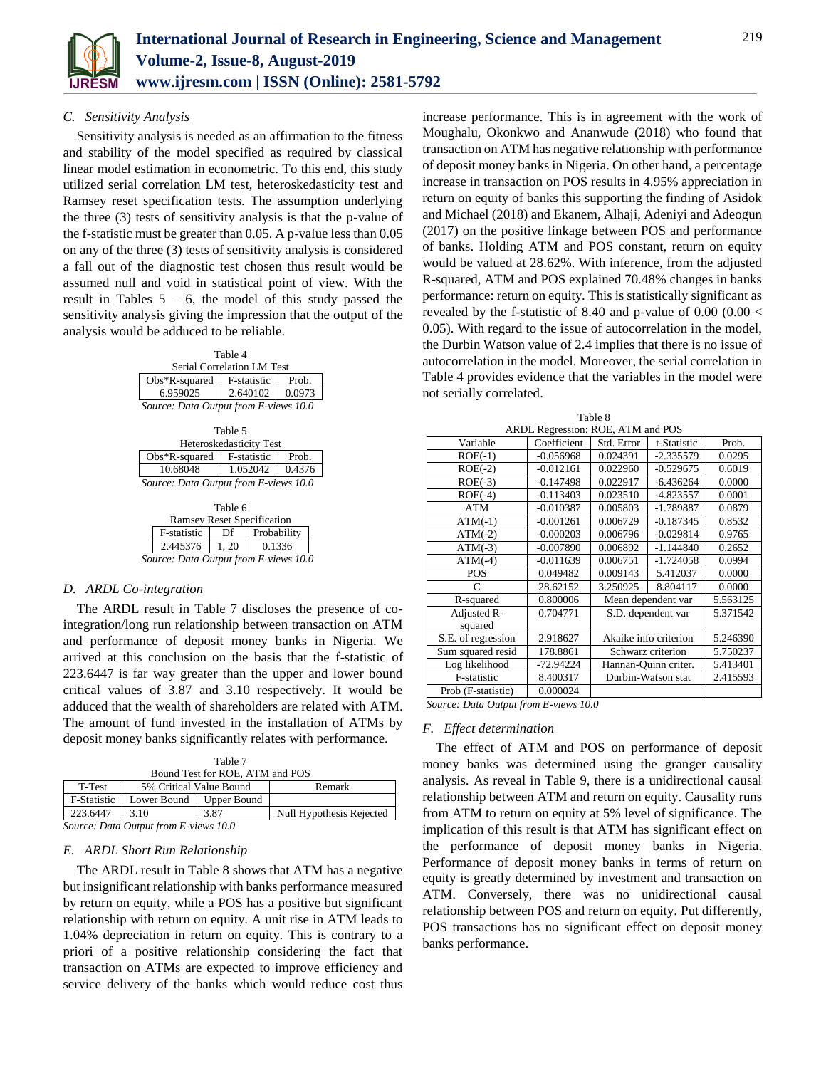### C. Sensitivity Analysis

Sensitivity analysis is needed as an affirmation to the fitness and stability of the model specified as required by classical linear model estimation in econometric. To this end, this study utilized serial correlation LM test, heteroskedasticity test and Ramsey reset specification tests. The assumption underlying the three (3) tests of sensitivity analysis is that the p-value of the f-statistic must be greater than 0.05. A p-value less than 0.05 on any of the three (3) tests of sensitivity analysis is considered a fall out of the diagnostic test chosen thus result would be assumed null and void in statistical point of view. With the result in Tables 5 – 6, the model of this study passed the sensitivity analysis giving the impression that the output of the analysis would be adduced to be reliable.

Table 4
Serial Correlation LM Test

| Obs*R-squared | F-statistic | Prob. |
|---|---|---|
| 6.959025 | 2.640102 | 0.0973 |

*Source: Data Output from E-views 10.0*

Table 5
Heteroskedasticity Test

| Obs*R-squared | F-statistic | Prob. |
|---|---|---|
| 10.68048 | 1.052042 | 0.4376 |

*Source: Data Output from E-views 10.0*

Table 6
Ramsey Reset Specification

| F-statistic | Df | Probability |
|---|---|---|
| 2.445376 | 1, 20 | 0.1336 |

*Source: Data Output from E-views 10.0*

### D. ARDL Co-integration

The ARDL result in Table 7 discloses the presence of co-integration/long run relationship between transaction on ATM and performance of deposit money banks in Nigeria. We arrived at this conclusion on the basis that the f-statistic of 223.6447 is far way greater than the upper and lower bound critical values of 3.87 and 3.10 respectively. It would be adduced that the wealth of shareholders are related with ATM. The amount of fund invested in the installation of ATMs by deposit money banks significantly relates with performance.

Table 7
Bound Test for ROE, ATM and POS

| T-Test | 5% Critical Value Bound | | Remark |
|---|---|---|---|
| F-Statistic | Lower Bound | Upper Bound | |
| 223.6447 | 3.10 | 3.87 | Null Hypothesis Rejected |

*Source: Data Output from E-views 10.0*

### E. ARDL Short Run Relationship

The ARDL result in Table 8 shows that ATM has a negative but insignificant relationship with banks performance measured by return on equity, while a POS has a positive but significant relationship with return on equity. A unit rise in ATM leads to 1.04% depreciation in return on equity. This is contrary to a priori of a positive relationship considering the fact that transaction on ATMs are expected to improve efficiency and service delivery of the banks which would reduce cost thus increase performance. This is in agreement with the work of Moughalu, Okonkwo and Ananwude (2018) who found that transaction on ATM has negative relationship with performance of deposit money banks in Nigeria. On other hand, a percentage increase in transaction on POS results in 4.95% appreciation in return on equity of banks this supporting the finding of Asidok and Michael (2018) and Ekanem, Alhaji, Adeniyi and Adeogun (2017) on the positive linkage between POS and performance of banks. Holding ATM and POS constant, return on equity would be valued at 28.62%. With inference, from the adjusted R-squared, ATM and POS explained 70.48% changes in banks performance: return on equity. This is statistically significant as revealed by the f-statistic of 8.40 and p-value of 0.00 ($0.00 < 0.05$). With regard to the issue of autocorrelation in the model, the Durbin Watson value of 2.4 implies that there is no issue of autocorrelation in the model. Moreover, the serial correlation in Table 4 provides evidence that the variables in the model were not serially correlated.

Table 8
ARDL Regression: ROE, ATM and POS

| Variable | Coefficient | Std. Error | t-Statistic | Prob. |
|---|---|---|---|---|
| ROE(-1) | -0.056968 | 0.024391 | -2.335579 | 0.0295 |
| ROE(-2) | -0.012161 | 0.022960 | -0.529675 | 0.6019 |
| ROE(-3) | -0.147498 | 0.022917 | -6.436264 | 0.0000 |
| ROE(-4) | -0.113403 | 0.023510 | -4.823557 | 0.0001 |
| ATM | -0.010387 | 0.005803 | -1.789887 | 0.0879 |
| ATM(-1) | -0.001261 | 0.006729 | -0.187345 | 0.8532 |
| ATM(-2) | -0.000203 | 0.006796 | -0.029814 | 0.9765 |
| ATM(-3) | -0.007890 | 0.006892 | -1.144840 | 0.2652 |
| ATM(-4) | -0.011639 | 0.006751 | -1.724058 | 0.0994 |
| POS | 0.049482 | 0.009143 | 5.412037 | 0.0000 |
| C | 28.62152 | 3.250925 | 8.804117 | 0.0000 |
| R-squared | 0.800006 | Mean dependent var | | 5.563125 |
| Adjusted R-squared | 0.704771 | S.D. dependent var | | 5.371542 |
| S.E. of regression | 2.918627 | Akaike info criterion | | 5.246390 |
| Sum squared resid | 178.8861 | Schwarz criterion | | 5.750237 |
| Log likelihood | -72.94224 | Hannan-Quinn criter. | | 5.413401 |
| F-statistic | 8.400317 | Durbin-Watson stat | | 2.415593 |
| Prob (F-statistic) | 0.000024 | | | |

*Source: Data Output from E-views 10.0*

### F. Effect determination

The effect of ATM and POS on performance of deposit money banks was determined using the granger causality analysis. As reveal in Table 9, there is a unidirectional causal relationship between ATM and return on equity. Causality runs from ATM to return on equity at 5% level of significance. The implication of this result is that ATM has significant effect on the performance of deposit money banks in Nigeria. Performance of deposit money banks in terms of return on equity is greatly determined by investment and transaction on ATM. Conversely, there was no unidirectional causal relationship between POS and return on equity. Put differently, POS transactions has no significant effect on deposit money banks performance.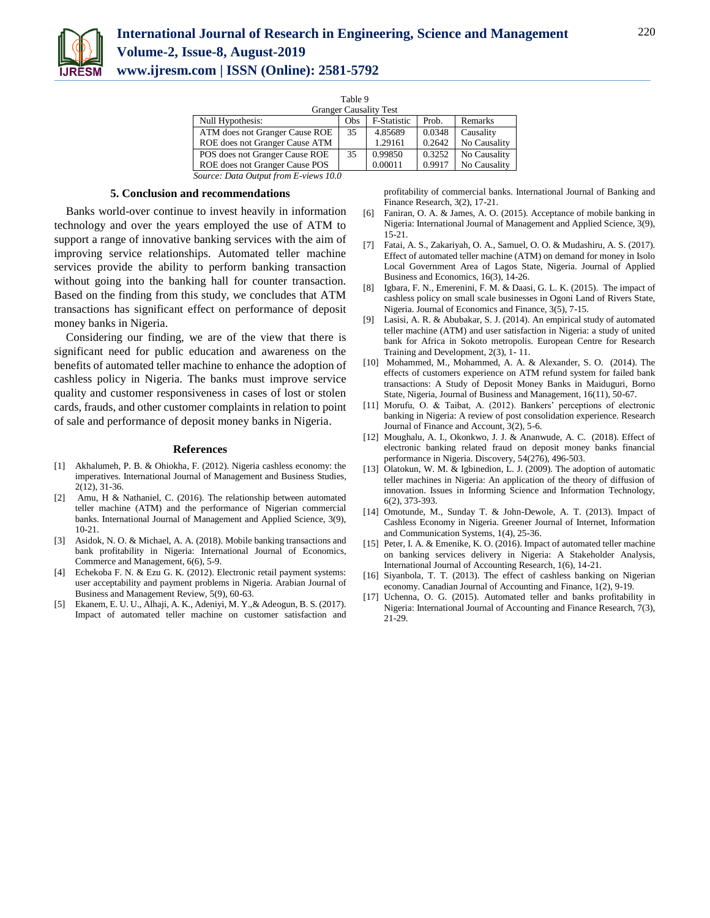Table 9
Granger Causality Test

| Null Hypothesis: | Obs | F-Statistic | Prob. | Remarks |
|---|---|---|---|---|
| ATM does not Granger Cause ROE | 35 | 4.85689 | 0.0348 | Causality |
| ROE does not Granger Cause ATM | | 1.29161 | 0.2642 | No Causality |
| POS does not Granger Cause ROE | 35 | 0.99850 | 0.3252 | No Causality |
| ROE does not Granger Cause POS | | 0.00011 | 0.9917 | No Causality |

*Source: Data Output from E-views 10.0*

## 5. Conclusion and recommendations

Banks world-over continue to invest heavily in information technology and over the years employed the use of ATM to support a range of innovative banking services with the aim of improving service relationships. Automated teller machine services provide the ability to perform banking transaction without going into the banking hall for counter transaction. Based on the finding from this study, we concludes that ATM transactions has significant effect on performance of deposit money banks in Nigeria.

Considering our finding, we are of the view that there is significant need for public education and awareness on the benefits of automated teller machine to enhance the adoption of cashless policy in Nigeria. The banks must improve service quality and customer responsiveness in cases of lost or stolen cards, frauds, and other customer complaints in relation to point of sale and performance of deposit money banks in Nigeria.

## References

[1] Akhalumeh, P. B. & Ohiokha, F. (2012). Nigeria cashless economy: the imperatives. International Journal of Management and Business Studies, 2(12), 31-36.

[2] Amu, H & Nathaniel, C. (2016). The relationship between automated teller machine (ATM) and the performance of Nigerian commercial banks. International Journal of Management and Applied Science, 3(9), 10-21.

[3] Asidok, N. O. & Michael, A. A. (2018). Mobile banking transactions and bank profitability in Nigeria: International Journal of Economics, Commerce and Management, 6(6), 5-9.

[4] Echekoba F. N. & Ezu G. K. (2012). Electronic retail payment systems: user acceptability and payment problems in Nigeria. Arabian Journal of Business and Management Review, 5(9), 60-63.

[5] Ekanem, E. U. U., Alhaji, A. K., Adeniyi, M. Y.,& Adeogun, B. S. (2017). Impact of automated teller machine on customer satisfaction and profitability of commercial banks. International Journal of Banking and Finance Research, 3(2), 17-21.

[6] Faniran, O. A. & James, A. O. (2015). Acceptance of mobile banking in Nigeria: International Journal of Management and Applied Science, 3(9), 15-21.

[7] Fatai, A. S., Zakariyah, O. A., Samuel, O. O. & Mudashiru, A. S. (2017). Effect of automated teller machine (ATM) on demand for money in Isolo Local Government Area of Lagos State, Nigeria. Journal of Applied Business and Economics, 16(3), 14-26.

[8] Igbara, F. N., Emerenini, F. M. & Daasi, G. L. K. (2015). The impact of cashless policy on small scale businesses in Ogoni Land of Rivers State, Nigeria. Journal of Economics and Finance, 3(5), 7-15.

[9] Lasisi, A. R. & Abubakar, S. J. (2014). An empirical study of automated teller machine (ATM) and user satisfaction in Nigeria: a study of united bank for Africa in Sokoto metropolis. European Centre for Research Training and Development, 2(3), 1- 11.

[10] Mohammed, M., Mohammed, A. A. & Alexander, S. O. (2014). The effects of customers experience on ATM refund system for failed bank transactions: A Study of Deposit Money Banks in Maiduguri, Borno State, Nigeria, Journal of Business and Management, 16(11), 50-67.

[11] Morufu, O. & Taibat, A. (2012). Bankers' perceptions of electronic banking in Nigeria: A review of post consolidation experience. Research Journal of Finance and Account, 3(2), 5-6.

[12] Moughalu, A. I., Okonkwo, J. J. & Ananwude, A. C. (2018). Effect of electronic banking related fraud on deposit money banks financial performance in Nigeria. Discovery, 54(276), 496-503.

[13] Olatokun, W. M. & Igbinedion, L. J. (2009). The adoption of automatic teller machines in Nigeria: An application of the theory of diffusion of innovation. Issues in Informing Science and Information Technology, 6(2), 373-393.

[14] Omotunde, M., Sunday T. & John-Dewole, A. T. (2013). Impact of Cashless Economy in Nigeria. Greener Journal of Internet, Information and Communication Systems, 1(4), 25-36.

[15] Peter, I. A. & Emenike, K. O. (2016). Impact of automated teller machine on banking services delivery in Nigeria: A Stakeholder Analysis, International Journal of Accounting Research, 1(6), 14-21.

[16] Siyanbola, T. T. (2013). The effect of cashless banking on Nigerian economy. Canadian Journal of Accounting and Finance, 1(2), 9-19.

[17] Uchenna, O. G. (2015). Automated teller and banks profitability in Nigeria: International Journal of Accounting and Finance Research, 7(3), 21-29.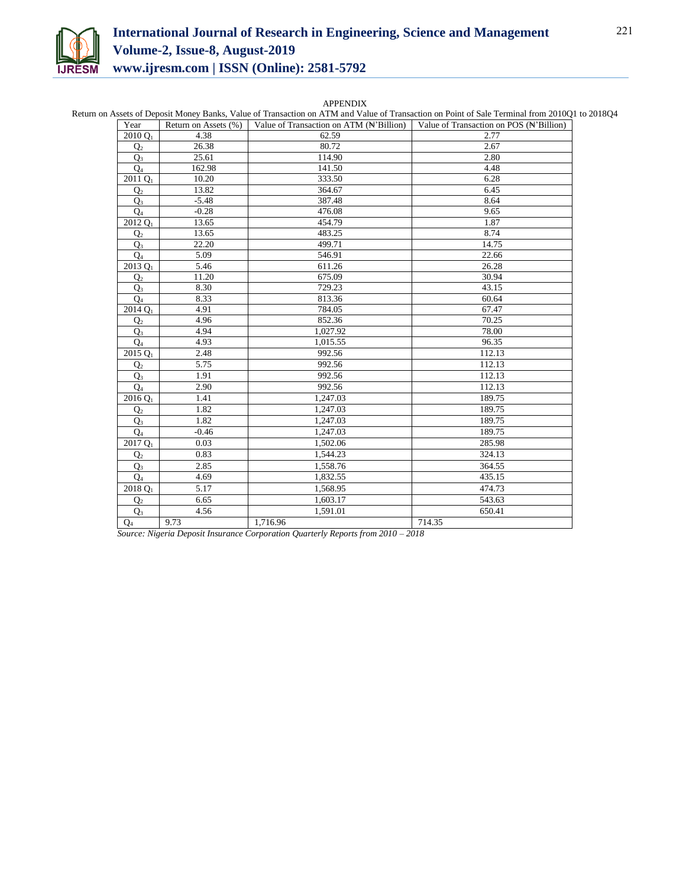## APPENDIX

Return on Assets of Deposit Money Banks, Value of Transaction on ATM and Value of Transaction on Point of Sale Terminal from 2010Q1 to 2018Q4

| Year | Return on Assets (%) | Value of Transaction on ATM (₦'Billion) | Value of Transaction on POS (₦'Billion) |
|---|---|---|---|
| 2010 $Q_1$ | 4.38 | 62.59 | 2.77 |
| $Q_2$ | 26.38 | 80.72 | 2.67 |
| $Q_3$ | 25.61 | 114.90 | 2.80 |
| $Q_4$ | 162.98 | 141.50 | 4.48 |
| 2011 $Q_1$ | 10.20 | 333.50 | 6.28 |
| $Q_2$ | 13.82 | 364.67 | 6.45 |
| $Q_3$ | -5.48 | 387.48 | 8.64 |
| $Q_4$ | -0.28 | 476.08 | 9.65 |
| 2012 $Q_1$ | 13.65 | 454.79 | 1.87 |
| $Q_2$ | 13.65 | 483.25 | 8.74 |
| $Q_3$ | 22.20 | 499.71 | 14.75 |
| $Q_4$ | 5.09 | 546.91 | 22.66 |
| 2013 $Q_1$ | 5.46 | 611.26 | 26.28 |
| $Q_2$ | 11.20 | 675.09 | 30.94 |
| $Q_3$ | 8.30 | 729.23 | 43.15 |
| $Q_4$ | 8.33 | 813.36 | 60.64 |
| 2014 $Q_1$ | 4.91 | 784.05 | 67.47 |
| $Q_2$ | 4.96 | 852.36 | 70.25 |
| $Q_3$ | 4.94 | 1,027.92 | 78.00 |
| $Q_4$ | 4.93 | 1,015.55 | 96.35 |
| 2015 $Q_1$ | 2.48 | 992.56 | 112.13 |
| $Q_2$ | 5.75 | 992.56 | 112.13 |
| $Q_3$ | 1.91 | 992.56 | 112.13 |
| $Q_4$ | 2.90 | 992.56 | 112.13 |
| 2016 $Q_1$ | 1.41 | 1,247.03 | 189.75 |
| $Q_2$ | 1.82 | 1,247.03 | 189.75 |
| $Q_3$ | 1.82 | 1,247.03 | 189.75 |
| $Q_4$ | -0.46 | 1,247.03 | 189.75 |
| 2017 $Q_1$ | 0.03 | 1,502.06 | 285.98 |
| $Q_2$ | 0.83 | 1,544.23 | 324.13 |
| $Q_3$ | 2.85 | 1,558.76 | 364.55 |
| $Q_4$ | 4.69 | 1,832.55 | 435.15 |
| 2018 $Q_1$ | 5.17 | 1,568.95 | 474.73 |
| $Q_2$ | 6.65 | 1,603.17 | 543.63 |
| $Q_3$ | 4.56 | 1,591.01 | 650.41 |
| $Q_4$ | 9.73 | 1,716.96 | 714.35 |

*Source: Nigeria Deposit Insurance Corporation Quarterly Reports from 2010 – 2018*